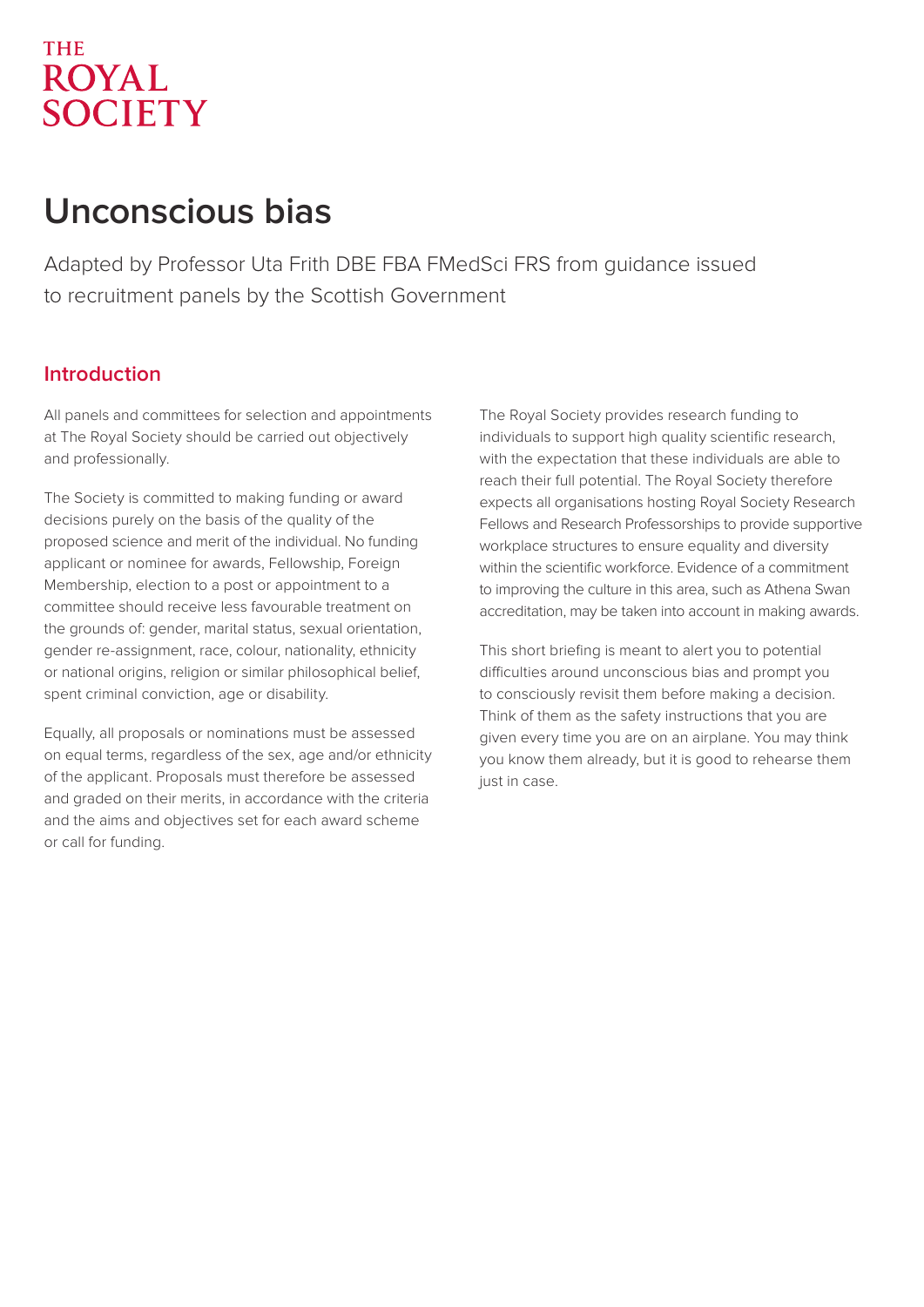THE ROYAL SOCIETY

# Unconscious bias

Adapted by Professor Uta Frith DBE FBA FMedSci FRS from guidance issued to recruitment panels by the Scottish Government

## Introduction

All panels and committees for selection and appointments at The Royal Society should be carried out objectively and professionally.

The Society is committed to making funding or award decisions purely on the basis of the quality of the proposed science and merit of the individual. No funding applicant or nominee for awards, Fellowship, Foreign Membership, election to a post or appointment to a committee should receive less favourable treatment on the grounds of: gender, marital status, sexual orientation, gender re-assignment, race, colour, nationality, ethnicity or national origins, religion or similar philosophical belief, spent criminal conviction, age or disability.

Equally, all proposals or nominations must be assessed on equal terms, regardless of the sex, age and/or ethnicity of the applicant. Proposals must therefore be assessed and graded on their merits, in accordance with the criteria and the aims and objectives set for each award scheme or call for funding.

The Royal Society provides research funding to individuals to support high quality scientific research, with the expectation that these individuals are able to reach their full potential. The Royal Society therefore expects all organisations hosting Royal Society Research Fellows and Research Professorships to provide supportive workplace structures to ensure equality and diversity within the scientific workforce. Evidence of a commitment to improving the culture in this area, such as Athena Swan accreditation, may be taken into account in making awards.

This short briefing is meant to alert you to potential difficulties around unconscious bias and prompt you to consciously revisit them before making a decision. Think of them as the safety instructions that you are given every time you are on an airplane. You may think you know them already, but it is good to rehearse them just in case.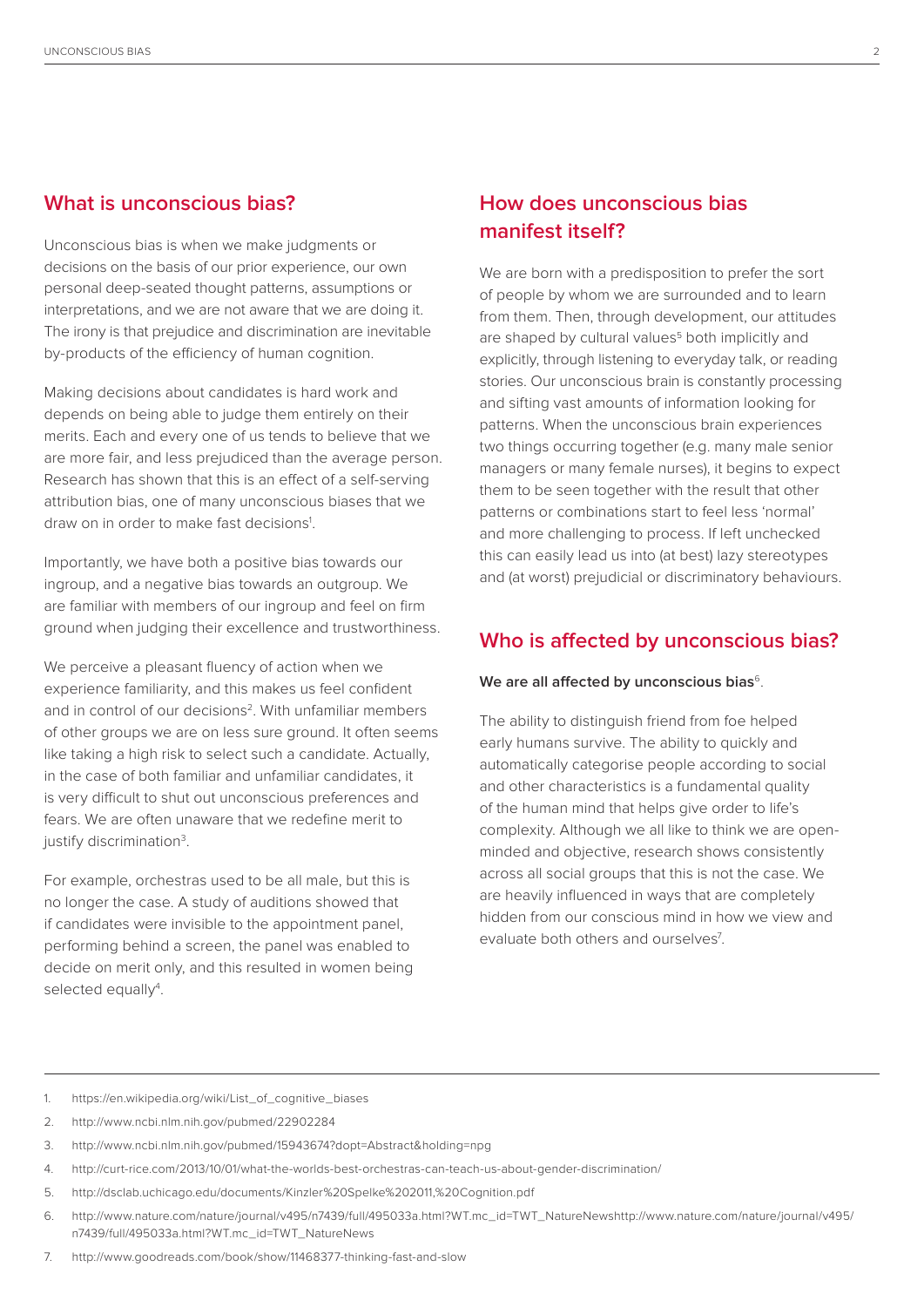## What is unconscious bias?

Unconscious bias is when we make judgments or decisions on the basis of our prior experience, our own personal deep-seated thought patterns, assumptions or interpretations, and we are not aware that we are doing it. The irony is that prejudice and discrimination are inevitable by-products of the efficiency of human cognition.

Making decisions about candidates is hard work and depends on being able to judge them entirely on their merits. Each and every one of us tends to believe that we are more fair, and less prejudiced than the average person. Research has shown that this is an effect of a self-serving attribution bias, one of many unconscious biases that we draw on in order to make fast decisions[1].

Importantly, we have both a positive bias towards our ingroup, and a negative bias towards an outgroup. We are familiar with members of our ingroup and feel on firm ground when judging their excellence and trustworthiness.

We perceive a pleasant fluency of action when we experience familiarity, and this makes us feel confident and in control of our decisions[2]. With unfamiliar members of other groups we are on less sure ground. It often seems like taking a high risk to select such a candidate. Actually, in the case of both familiar and unfamiliar candidates, it is very difficult to shut out unconscious preferences and fears. We are often unaware that we redefine merit to justify discrimination[3].

For example, orchestras used to be all male, but this is no longer the case. A study of auditions showed that if candidates were invisible to the appointment panel, performing behind a screen, the panel was enabled to decide on merit only, and this resulted in women being selected equally[4].

## How does unconscious bias manifest itself?

We are born with a predisposition to prefer the sort of people by whom we are surrounded and to learn from them. Then, through development, our attitudes are shaped by cultural values[5] both implicitly and explicitly, through listening to everyday talk, or reading stories. Our unconscious brain is constantly processing and sifting vast amounts of information looking for patterns. When the unconscious brain experiences two things occurring together (e.g. many male senior managers or many female nurses), it begins to expect them to be seen together with the result that other patterns or combinations start to feel less 'normal' and more challenging to process. If left unchecked this can easily lead us into (at best) lazy stereotypes and (at worst) prejudicial or discriminatory behaviours.

## Who is affected by unconscious bias?

**We are all affected by unconscious bias**[6].

The ability to distinguish friend from foe helped early humans survive. The ability to quickly and automatically categorise people according to social and other characteristics is a fundamental quality of the human mind that helps give order to life's complexity. Although we all like to think we are open-minded and objective, research shows consistently across all social groups that this is not the case. We are heavily influenced in ways that are completely hidden from our conscious mind in how we view and evaluate both others and ourselves[7].

---

1. https://en.wikipedia.org/wiki/List_of_cognitive_biases
2. http://www.ncbi.nlm.nih.gov/pubmed/22902284
3. http://www.ncbi.nlm.nih.gov/pubmed/15943674?dopt=Abstract&holding=npg
4. http://curt-rice.com/2013/10/01/what-the-worlds-best-orchestras-can-teach-us-about-gender-discrimination/
5. http://dsclab.uchicago.edu/documents/Kinzler%20Spelke%202011,%20Cognition.pdf
6. http://www.nature.com/nature/journal/v495/n7439/full/495033a.html?WT.mc_id=TWT_NatureNewshttp://www.nature.com/nature/journal/v495/n7439/full/495033a.html?WT.mc_id=TWT_NatureNews
7. http://www.goodreads.com/book/show/11468377-thinking-fast-and-slow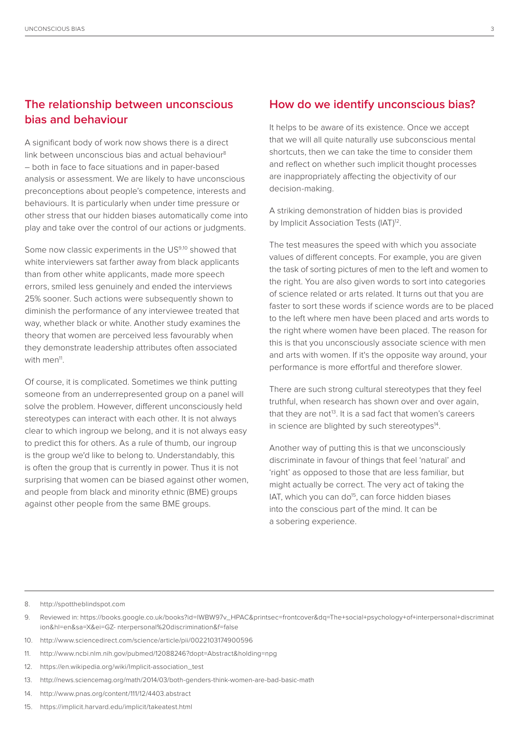## The relationship between unconscious bias and behaviour

A significant body of work now shows there is a direct link between unconscious bias and actual behaviour[8] – both in face to face situations and in paper-based analysis or assessment. We are likely to have unconscious preconceptions about people's competence, interests and behaviours. It is particularly when under time pressure or other stress that our hidden biases automatically come into play and take over the control of our actions or judgments.

Some now classic experiments in the US[9,10] showed that white interviewers sat farther away from black applicants than from other white applicants, made more speech errors, smiled less genuinely and ended the interviews 25% sooner. Such actions were subsequently shown to diminish the performance of any interviewee treated that way, whether black or white. Another study examines the theory that women are perceived less favourably when they demonstrate leadership attributes often associated with men[11].

Of course, it is complicated. Sometimes we think putting someone from an underrepresented group on a panel will solve the problem. However, different unconsciously held stereotypes can interact with each other. It is not always clear to which ingroup we belong, and it is not always easy to predict this for others. As a rule of thumb, our ingroup is the group we'd like to belong to. Understandably, this is often the group that is currently in power. Thus it is not surprising that women can be biased against other women, and people from black and minority ethnic (BME) groups against other people from the same BME groups.

## How do we identify unconscious bias?

It helps to be aware of its existence. Once we accept that we will all quite naturally use subconscious mental shortcuts, then we can take the time to consider them and reflect on whether such implicit thought processes are inappropriately affecting the objectivity of our decision-making.

A striking demonstration of hidden bias is provided by Implicit Association Tests (IAT)[12].

The test measures the speed with which you associate values of different concepts. For example, you are given the task of sorting pictures of men to the left and women to the right. You are also given words to sort into categories of science related or arts related. It turns out that you are faster to sort these words if science words are to be placed to the left where men have been placed and arts words to the right where women have been placed. The reason for this is that you unconsciously associate science with men and arts with women. If it's the opposite way around, your performance is more effortful and therefore slower.

There are such strong cultural stereotypes that they feel truthful, when research has shown over and over again, that they are not[13]. It is a sad fact that women's careers in science are blighted by such stereotypes[14].

Another way of putting this is that we unconsciously discriminate in favour of things that feel 'natural' and 'right' as opposed to those that are less familiar, but might actually be correct. The very act of taking the IAT, which you can do[15], can force hidden biases into the conscious part of the mind. It can be a sobering experience.

---

8. http://spottheblindspot.com
9. Reviewed in: https://books.google.co.uk/books?id=IWBW97v_HPAC&printsec=frontcover&dq=The+social+psychology+of+interpersonal+discrimination&hl=en&sa=X&ei=GZ- nterpersonal%20discrimination&f=false
10. http://www.sciencedirect.com/science/article/pii/0022103174900596
11. http://www.ncbi.nlm.nih.gov/pubmed/12088246?dopt=Abstract&holding=npg
12. https://en.wikipedia.org/wiki/Implicit-association_test
13. http://news.sciencemag.org/math/2014/03/both-genders-think-women-are-bad-basic-math
14. http://www.pnas.org/content/111/12/4403.abstract
15. https://implicit.harvard.edu/implicit/takeatest.html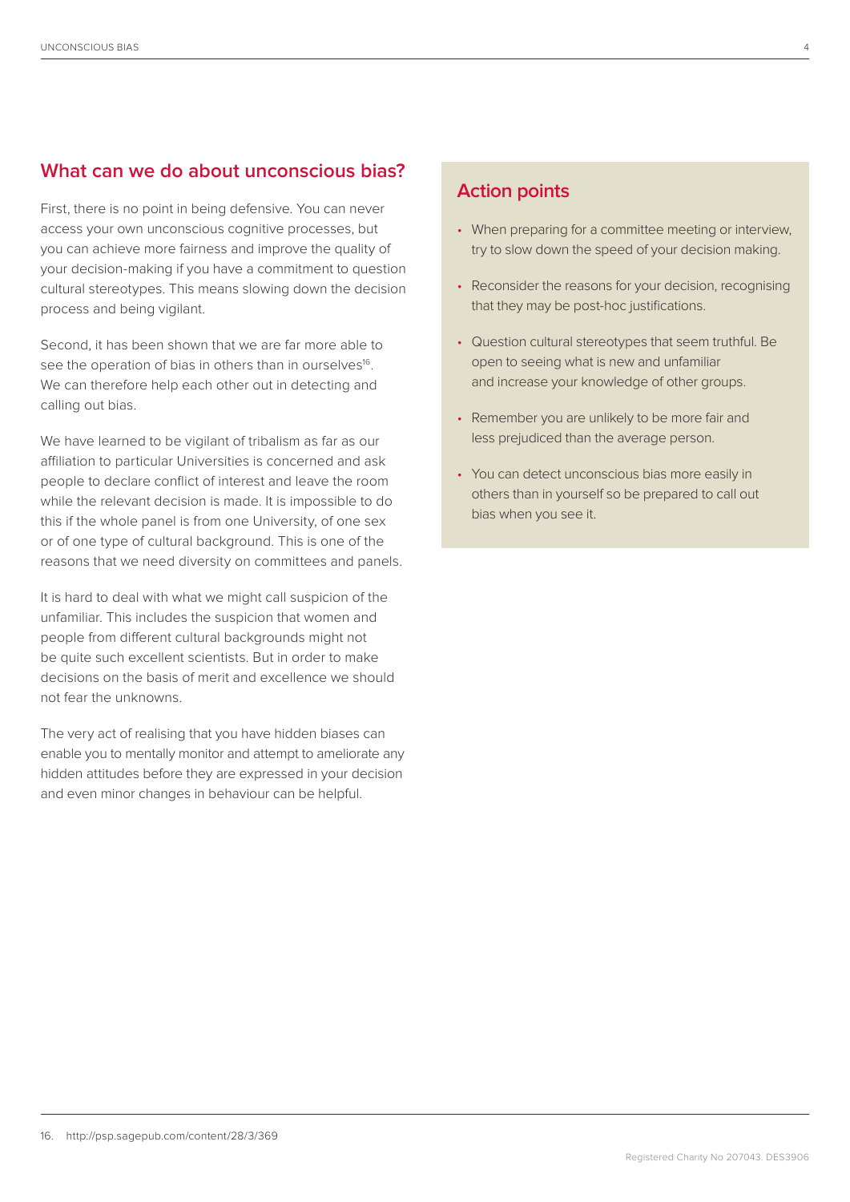## What can we do about unconscious bias?

First, there is no point in being defensive. You can never access your own unconscious cognitive processes, but you can achieve more fairness and improve the quality of your decision-making if you have a commitment to question cultural stereotypes. This means slowing down the decision process and being vigilant.

Second, it has been shown that we are far more able to see the operation of bias in others than in ourselves[16]. We can therefore help each other out in detecting and calling out bias.

We have learned to be vigilant of tribalism as far as our affiliation to particular Universities is concerned and ask people to declare conflict of interest and leave the room while the relevant decision is made. It is impossible to do this if the whole panel is from one University, of one sex or of one type of cultural background. This is one of the reasons that we need diversity on committees and panels.

It is hard to deal with what we might call suspicion of the unfamiliar. This includes the suspicion that women and people from different cultural backgrounds might not be quite such excellent scientists. But in order to make decisions on the basis of merit and excellence we should not fear the unknowns.

The very act of realising that you have hidden biases can enable you to mentally monitor and attempt to ameliorate any hidden attitudes before they are expressed in your decision and even minor changes in behaviour can be helpful.

## Action points

- When preparing for a committee meeting or interview, try to slow down the speed of your decision making.
- Reconsider the reasons for your decision, recognising that they may be post-hoc justifications.
- Question cultural stereotypes that seem truthful. Be open to seeing what is new and unfamiliar and increase your knowledge of other groups.
- Remember you are unlikely to be more fair and less prejudiced than the average person.
- You can detect unconscious bias more easily in others than in yourself so be prepared to call out bias when you see it.

16. http://psp.sagepub.com/content/28/3/369